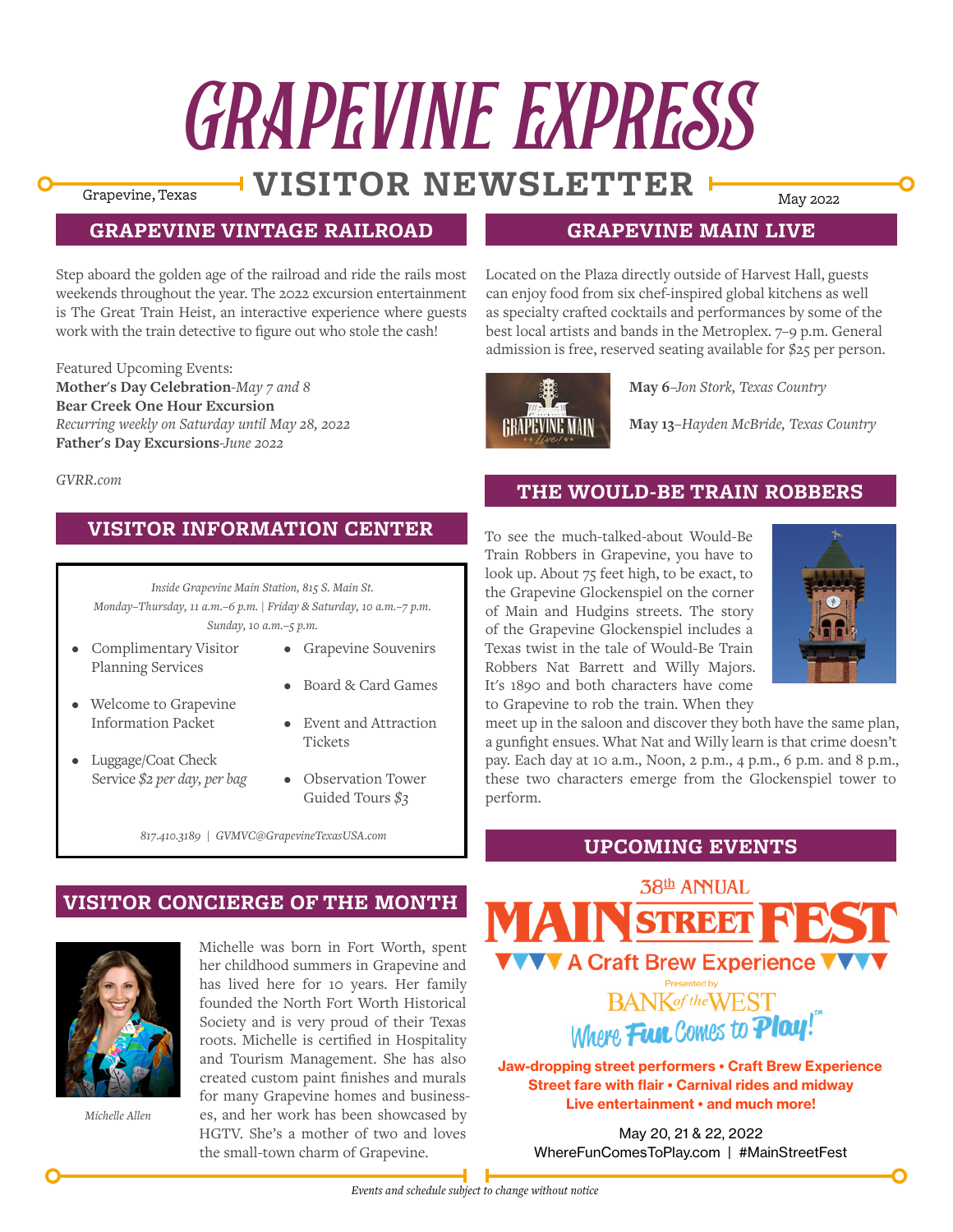# GRAPEVINE EXPRESS

## VISITOR NEWSLETTER

Grapevine, Texas

May 2022

## GRAPEVINE VINTAGE RAILROAD

Step aboard the golden age of the railroad and ride the rails most weekends throughout the year. The 2022 excursion entertainment is The Great Train Heist, an interactive experience where guests work with the train detective to figure out who stole the cash!

Featured Upcoming Events:
**Mother's Day Celebration**-*May 7 and 8*
**Bear Creek One Hour Excursion**
*Recurring weekly on Saturday until May 28, 2022*
**Father's Day Excursions**-*June 2022*

*GVRR.com*

## VISITOR INFORMATION CENTER

*Inside Grapevine Main Station, 815 S. Main St.*
*Monday–Thursday, 11 a.m.–6 p.m. | Friday & Saturday, 10 a.m.–7 p.m.*
*Sunday, 10 a.m.–5 p.m.*

- Complimentary Visitor Planning Services
- Welcome to Grapevine Information Packet
- Luggage/Coat Check Service *$2 per day, per bag*
- Grapevine Souvenirs
- Board & Card Games
- Event and Attraction Tickets
- Observation Tower Guided Tours *$3*

*817.410.3189 | GVMVC@GrapevineTexasUSA.com*

## VISITOR CONCIERGE OF THE MONTH

*Michelle Allen*

Michelle was born in Fort Worth, spent her childhood summers in Grapevine and has lived here for 10 years. Her family founded the North Fort Worth Historical Society and is very proud of their Texas roots. Michelle is certified in Hospitality and Tourism Management. She has also created custom paint finishes and murals for many Grapevine homes and businesses, and her work has been showcased by HGTV. She's a mother of two and loves the small-town charm of Grapevine.

## GRAPEVINE MAIN LIVE

Located on the Plaza directly outside of Harvest Hall, guests can enjoy food from six chef-inspired global kitchens as well as specialty crafted cocktails and performances by some of the best local artists and bands in the Metroplex. 7–9 p.m. General admission is free, reserved seating available for $25 per person.

**May 6**–*Jon Stork, Texas Country*

**May 13**–*Hayden McBride, Texas Country*

## THE WOULD-BE TRAIN ROBBERS

To see the much-talked-about Would-Be Train Robbers in Grapevine, you have to look up. About 75 feet high, to be exact, to the Grapevine Glockenspiel on the corner of Main and Hudgins streets. The story of the Grapevine Glockenspiel includes a Texas twist in the tale of Would-Be Train Robbers Nat Barrett and Willy Majors. It's 1890 and both characters have come to Grapevine to rob the train. When they meet up in the saloon and discover they both have the same plan, a gunfight ensues. What Nat and Willy learn is that crime doesn't pay. Each day at 10 a.m., Noon, 2 p.m., 4 p.m., 6 p.m. and 8 p.m., these two characters emerge from the Glockenspiel tower to perform.

## UPCOMING EVENTS

**38th ANNUAL MAIN STREET FEST**
**A Craft Brew Experience**
Presented by BANK of the WEST
*Where Fun Comes to Play!*™

**Jaw-dropping street performers • Craft Brew Experience**
**Street fare with flair • Carnival rides and midway**
**Live entertainment • and much more!**

May 20, 21 & 22, 2022
WhereFunComesToPlay.com | #MainStreetFest

*Events and schedule subject to change without notice*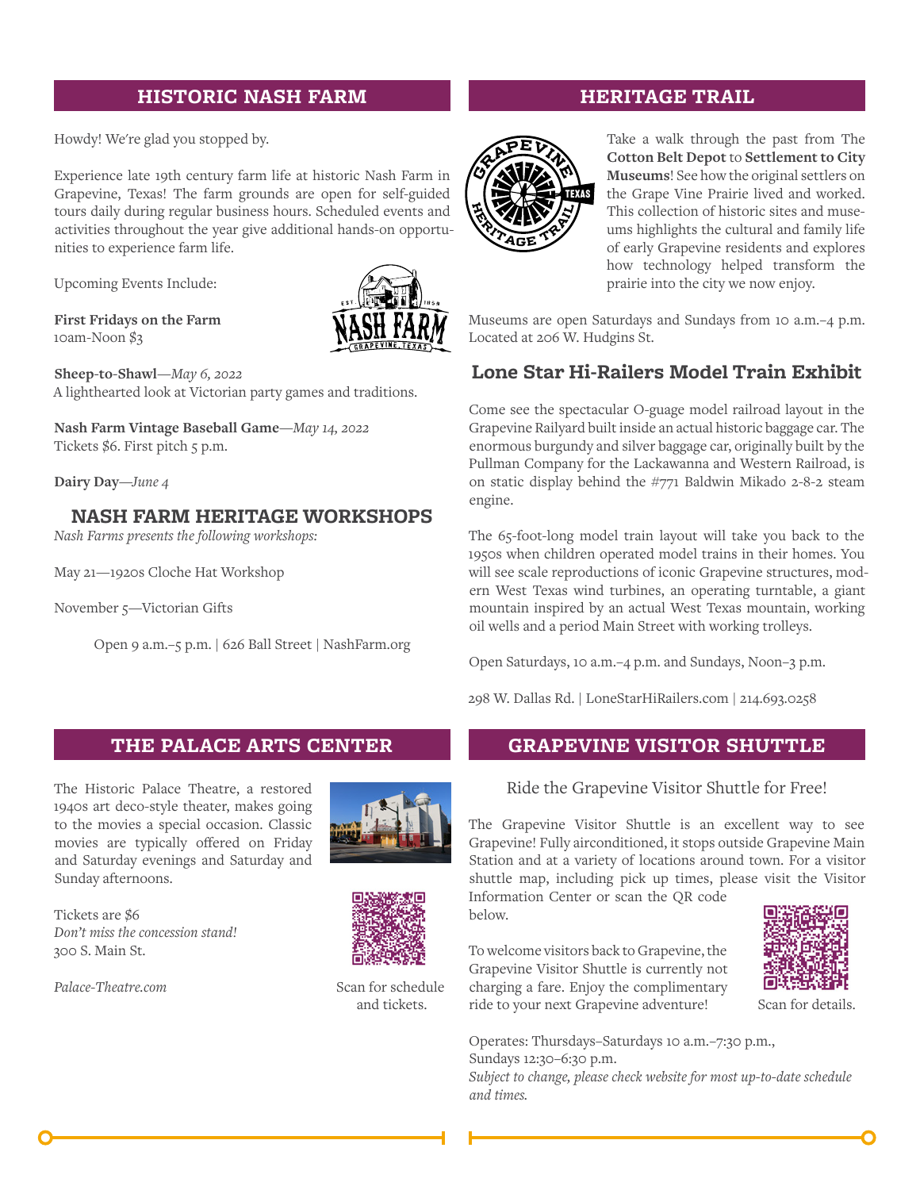## HISTORIC NASH FARM

Howdy! We're glad you stopped by.

Experience late 19th century farm life at historic Nash Farm in Grapevine, Texas! The farm grounds are open for self-guided tours daily during regular business hours. Scheduled events and activities throughout the year give additional hands-on opportunities to experience farm life.

Upcoming Events Include:

**First Fridays on the Farm**
10am-Noon $3

**Sheep-to-Shawl**—*May 6, 2022*
A lighthearted look at Victorian party games and traditions.

**Nash Farm Vintage Baseball Game**—*May 14, 2022*
Tickets $6. First pitch 5 p.m.

**Dairy Day**—*June 4*

### NASH FARM HERITAGE WORKSHOPS

*Nash Farms presents the following workshops:*

May 21—1920s Cloche Hat Workshop

November 5—Victorian Gifts

Open 9 a.m.–5 p.m. | 626 Ball Street | NashFarm.org

## HERITAGE TRAIL

Take a walk through the past from The **Cotton Belt Depot** to **Settlement to City Museums**! See how the original settlers on the Grape Vine Prairie lived and worked. This collection of historic sites and museums highlights the cultural and family life of early Grapevine residents and explores how technology helped transform the prairie into the city we now enjoy.

Museums are open Saturdays and Sundays from 10 a.m.–4 p.m. Located at 206 W. Hudgins St.

### Lone Star Hi-Railers Model Train Exhibit

Come see the spectacular O-guage model railroad layout in the Grapevine Railyard built inside an actual historic baggage car. The enormous burgundy and silver baggage car, originally built by the Pullman Company for the Lackawanna and Western Railroad, is on static display behind the #771 Baldwin Mikado 2-8-2 steam engine.

The 65-foot-long model train layout will take you back to the 1950s when children operated model trains in their homes. You will see scale reproductions of iconic Grapevine structures, modern West Texas wind turbines, an operating turntable, a giant mountain inspired by an actual West Texas mountain, working oil wells and a period Main Street with working trolleys.

Open Saturdays, 10 a.m.–4 p.m. and Sundays, Noon–3 p.m.

298 W. Dallas Rd. | LoneStarHiRailers.com | 214.693.0258

## THE PALACE ARTS CENTER

The Historic Palace Theatre, a restored 1940s art deco-style theater, makes going to the movies a special occasion. Classic movies are typically offered on Friday and Saturday evenings and Saturday and Sunday afternoons.

Tickets are $6
*Don't miss the concession stand!*
300 S. Main St.

*Palace-Theatre.com*

Scan for schedule and tickets.

## GRAPEVINE VISITOR SHUTTLE

Ride the Grapevine Visitor Shuttle for Free!

The Grapevine Visitor Shuttle is an excellent way to see Grapevine! Fully airconditioned, it stops outside Grapevine Main Station and at a variety of locations around town. For a visitor shuttle map, including pick up times, please visit the Visitor Information Center or scan the QR code below.

To welcome visitors back to Grapevine, the Grapevine Visitor Shuttle is currently not charging a fare. Enjoy the complimentary ride to your next Grapevine adventure!

Scan for details.

Operates: Thursdays–Saturdays 10 a.m.–7:30 p.m.,
Sundays 12:30–6:30 p.m.
*Subject to change, please check website for most up-to-date schedule and times.*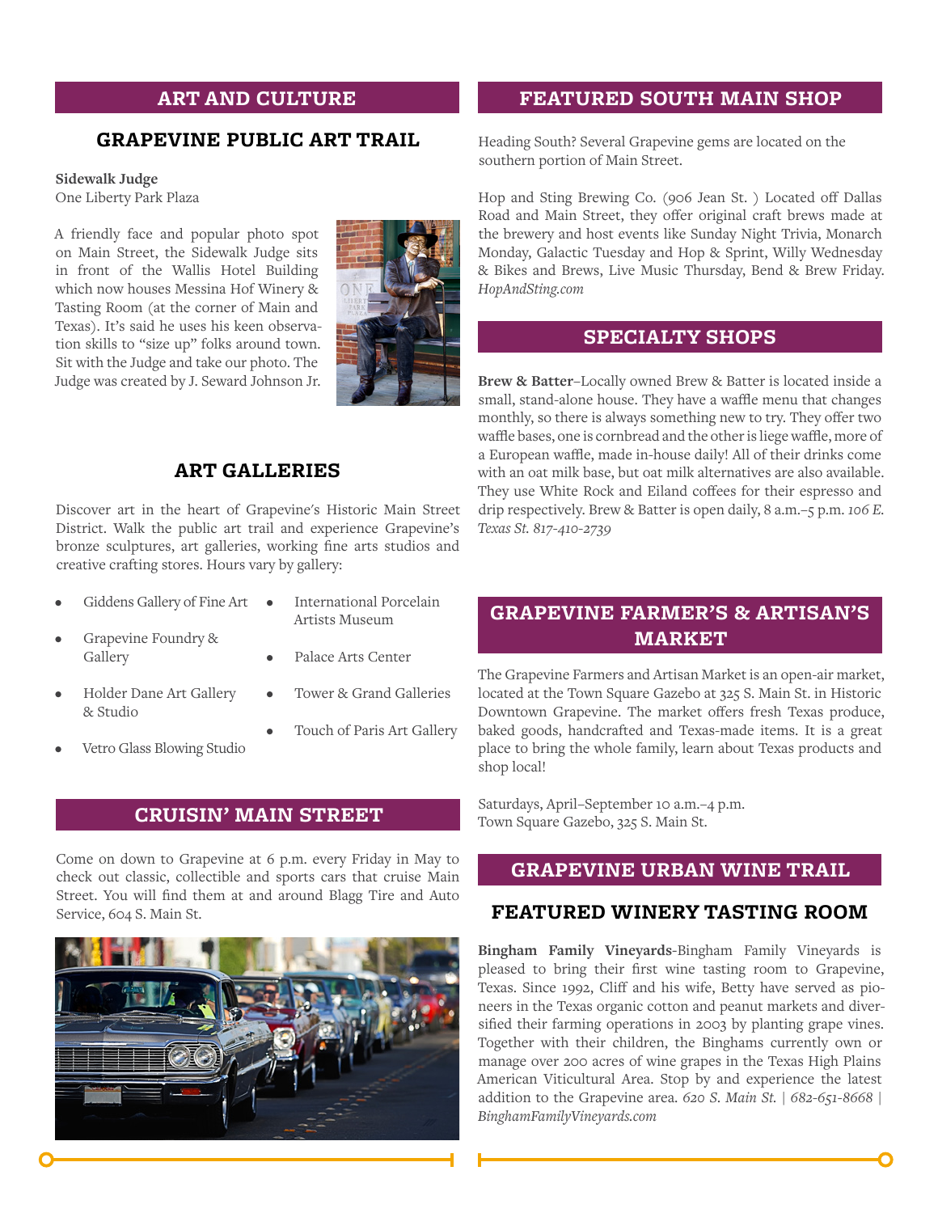## ART AND CULTURE

### GRAPEVINE PUBLIC ART TRAIL

**Sidewalk Judge**
One Liberty Park Plaza

A friendly face and popular photo spot on Main Street, the Sidewalk Judge sits in front of the Wallis Hotel Building which now houses Messina Hof Winery & Tasting Room (at the corner of Main and Texas). It's said he uses his keen observation skills to "size up" folks around town. Sit with the Judge and take our photo. The Judge was created by J. Seward Johnson Jr.

### ART GALLERIES

Discover art in the heart of Grapevine's Historic Main Street District. Walk the public art trail and experience Grapevine's bronze sculptures, art galleries, working fine arts studios and creative crafting stores. Hours vary by gallery:

- Giddens Gallery of Fine Art
- Grapevine Foundry & Gallery
- Holder Dane Art Gallery & Studio
- Vetro Glass Blowing Studio
- International Porcelain Artists Museum
- Palace Arts Center
- Tower & Grand Galleries
- Touch of Paris Art Gallery

## CRUISIN' MAIN STREET

Come on down to Grapevine at 6 p.m. every Friday in May to check out classic, collectible and sports cars that cruise Main Street. You will find them at and around Blagg Tire and Auto Service, 604 S. Main St.

## FEATURED SOUTH MAIN SHOP

Heading South? Several Grapevine gems are located on the southern portion of Main Street.

Hop and Sting Brewing Co. (906 Jean St. ) Located off Dallas Road and Main Street, they offer original craft brews made at the brewery and host events like Sunday Night Trivia, Monarch Monday, Galactic Tuesday and Hop & Sprint, Willy Wednesday & Bikes and Brews, Live Music Thursday, Bend & Brew Friday. *HopAndSting.com*

## SPECIALTY SHOPS

**Brew & Batter**–Locally owned Brew & Batter is located inside a small, stand-alone house. They have a waffle menu that changes monthly, so there is always something new to try. They offer two waffle bases, one is cornbread and the other is liege waffle, more of a European waffle, made in-house daily! All of their drinks come with an oat milk base, but oat milk alternatives are also available. They use White Rock and Eiland coffees for their espresso and drip respectively. Brew & Batter is open daily, 8 a.m.–5 p.m. *106 E. Texas St. 817-410-2739*

## GRAPEVINE FARMER'S & ARTISAN'S MARKET

The Grapevine Farmers and Artisan Market is an open-air market, located at the Town Square Gazebo at 325 S. Main St. in Historic Downtown Grapevine. The market offers fresh Texas produce, baked goods, handcrafted and Texas-made items. It is a great place to bring the whole family, learn about Texas products and shop local!

Saturdays, April–September 10 a.m.–4 p.m.
Town Square Gazebo, 325 S. Main St.

## GRAPEVINE URBAN WINE TRAIL

### FEATURED WINERY TASTING ROOM

**Bingham Family Vineyards**-Bingham Family Vineyards is pleased to bring their first wine tasting room to Grapevine, Texas. Since 1992, Cliff and his wife, Betty have served as pioneers in the Texas organic cotton and peanut markets and diversified their farming operations in 2003 by planting grape vines. Together with their children, the Binghams currently own or manage over 200 acres of wine grapes in the Texas High Plains American Viticultural Area. Stop by and experience the latest addition to the Grapevine area. *620 S. Main St. | 682-651-8668 | BinghamFamilyVineyards.com*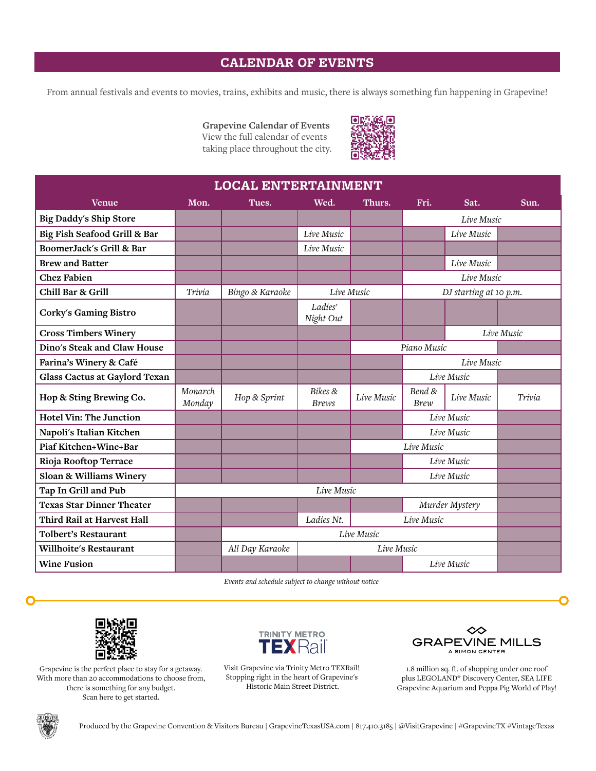# CALENDAR OF EVENTS

From annual festivals and events to movies, trains, exhibits and music, there is always something fun happening in Grapevine!

**Grapevine Calendar of Events**
View the full calendar of events taking place throughout the city.

## LOCAL ENTERTAINMENT

Where an entry spans more than one day on the printed schedule, it is repeated in each day's column.

| Venue | Mon. | Tues. | Wed. | Thurs. | Fri. | Sat. | Sun. |
|---|---|---|---|---|---|---|---|
| **Big Daddy's Ship Store** | | | | | *Live Music* | *Live Music* | *Live Music* |
| **Big Fish Seafood Grill & Bar** | | | *Live Music* | | | *Live Music* | |
| **BoomerJack's Grill & Bar** | | | *Live Music* | | | | |
| **Brew and Batter** | | | | | | *Live Music* | |
| **Chez Fabien** | | | | | *Live Music* | *Live Music* | *Live Music* |
| **Chill Bar & Grill** | *Trivia* | *Bingo & Karaoke* | *Live Music* | *Live Music* | *DJ starting at 10 p.m.* | *DJ starting at 10 p.m.* | *DJ starting at 10 p.m.* |
| **Corky's Gaming Bistro** | | | *Ladies' Night Out* | | | | |
| **Cross Timbers Winery** | | | | | | *Live Music* | *Live Music* |
| **Dino's Steak and Claw House** | | | | *Piano Music* | *Piano Music* | *Piano Music* | |
| **Farina's Winery & Café** | | | | | *Live Music* | *Live Music* | *Live Music* |
| **Glass Cactus at Gaylord Texan** | | | | | *Live Music* | *Live Music* | |
| **Hop & Sting Brewing Co.** | *Monarch Monday* | *Hop & Sprint* | *Bikes & Brews* | *Live Music* | *Bend & Brew* | *Live Music* | *Trivia* |
| **Hotel Vin: The Junction** | | | | | *Live Music* | *Live Music* | |
| **Napoli's Italian Kitchen** | | | | | *Live Music* | *Live Music* | |
| **Piaf Kitchen+Wine+Bar** | | | | *Live Music* | *Live Music* | *Live Music* | |
| **Rioja Rooftop Terrace** | | | | | *Live Music* | *Live Music* | |
| **Sloan & Williams Winery** | | | | | *Live Music* | *Live Music* | |
| **Tap In Grill and Pub** | *Live Music* | *Live Music* | *Live Music* | *Live Music* | *Live Music* | *Live Music* | |
| **Texas Star Dinner Theater** | | | | | *Murder Mystery* | *Murder Mystery* | |
| **Third Rail at Harvest Hall** | | | *Ladies Nt.* | *Live Music* | *Live Music* | *Live Music* | |
| **Tolbert's Restaurant** | | *Live Music* | *Live Music* | *Live Music* | *Live Music* | *Live Music* | |
| **Willhoite's Restaurant** | | *All Day Karaoke* | *Live Music* | *Live Music* | *Live Music* | *Live Music* | |
| **Wine Fusion** | | | | | *Live Music* | *Live Music* | |

*Events and schedule subject to change without notice*

Grapevine is the perfect place to stay for a getaway. With more than 20 accommodations to choose from, there is something for any budget. Scan here to get started.

TRINITY METRO TEXRail

Visit Grapevine via Trinity Metro TEXRail! Stopping right in the heart of Grapevine's Historic Main Street District.

GRAPEVINE MILLS
A SIMON CENTER

1.8 million sq. ft. of shopping under one roof plus LEGOLAND® Discovery Center, SEA LIFE Grapevine Aquarium and Peppa Pig World of Play!

Produced by the Grapevine Convention & Visitors Bureau | GrapevineTexasUSA.com | 817.410.3185 | @VisitGrapevine | #GrapevineTX #VintageTexas